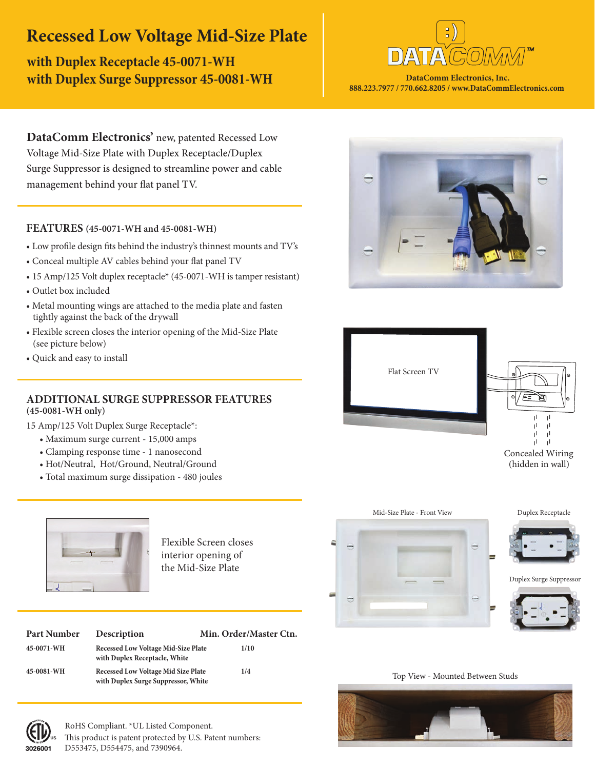# Recessed Low Voltage Mid-Size Plate

## with Duplex Receptacle 45-0071-WH
## with Duplex Surge Suppressor 45-0081-WH

DataComm Electronics, Inc.
888.223.7977 / 770.662.8205 / www.DataCommElectronics.com

**DataComm Electronics'** new, patented Recessed Low Voltage Mid-Size Plate with Duplex Receptacle/Duplex Surge Suppressor is designed to streamline power and cable management behind your flat panel TV.

## FEATURES (45-0071-WH and 45-0081-WH)

- Low profile design fits behind the industry's thinnest mounts and TV's
- Conceal multiple AV cables behind your flat panel TV
- 15 Amp/125 Volt duplex receptacle* (45-0071-WH is tamper resistant)
- Outlet box included
- Metal mounting wings are attached to the media plate and fasten tightly against the back of the drywall
- Flexible screen closes the interior opening of the Mid-Size Plate (see picture below)
- Quick and easy to install

## ADDITIONAL SURGE SUPPRESSOR FEATURES
**(45-0081-WH only)**

15 Amp/125 Volt Duplex Surge Receptacle*:

- Maximum surge current - 15,000 amps
- Clamping response time - 1 nanosecond
- Hot/Neutral, Hot/Ground, Neutral/Ground
- Total maximum surge dissipation - 480 joules

Flexible Screen closes interior opening of the Mid-Size Plate

Flat Screen TV

Concealed Wiring (hidden in wall)

Mid-Size Plate - Front View

Duplex Receptacle

Duplex Surge Suppressor

Top View - Mounted Between Studs

| Part Number | Description | Min. Order/Master Ctn. |
|---|---|---|
| 45-0071-WH | Recessed Low Voltage Mid-Size Plate with Duplex Receptacle, White | 1/10 |
| 45-0081-WH | Recessed Low Voltage Mid Size Plate with Duplex Surge Suppressor, White | 1/4 |

3026001

RoHS Compliant. *UL Listed Component.
This product is patent protected by U.S. Patent numbers: D553475, D554475, and 7390964.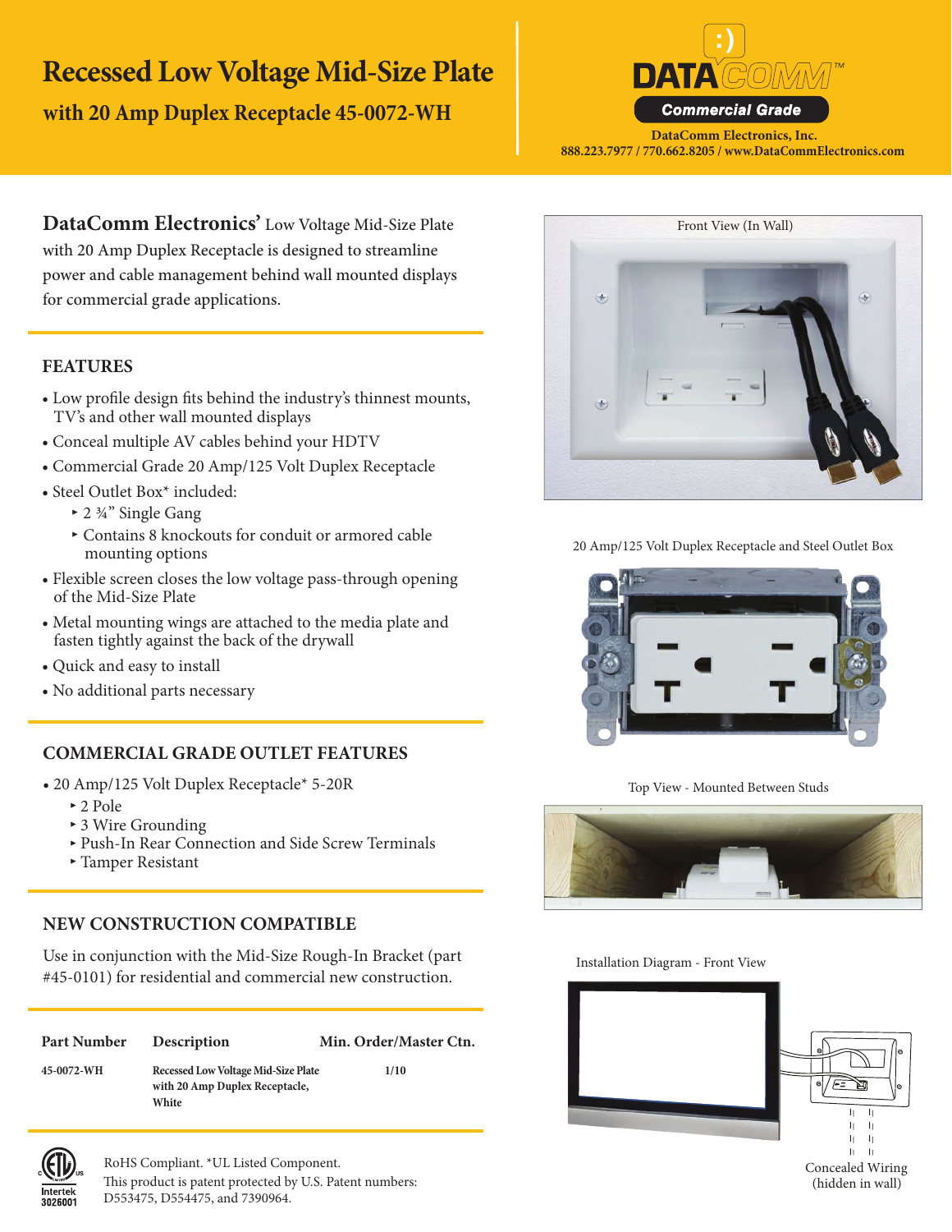# Recessed Low Voltage Mid-Size Plate

## with 20 Amp Duplex Receptacle 45-0072-WH

DATACOMM™
Commercial Grade

DataComm Electronics, Inc.
888.223.7977 / 770.662.8205 / www.DataCommElectronics.com

**DataComm Electronics'** Low Voltage Mid-Size Plate with 20 Amp Duplex Receptacle is designed to streamline power and cable management behind wall mounted displays for commercial grade applications.

## FEATURES

- Low profile design fits behind the industry's thinnest mounts, TV's and other wall mounted displays
- Conceal multiple AV cables behind your HDTV
- Commercial Grade 20 Amp/125 Volt Duplex Receptacle
- Steel Outlet Box* included:
  - 2 ¾" Single Gang
  - Contains 8 knockouts for conduit or armored cable mounting options
- Flexible screen closes the low voltage pass-through opening of the Mid-Size Plate
- Metal mounting wings are attached to the media plate and fasten tightly against the back of the drywall
- Quick and easy to install
- No additional parts necessary

## COMMERCIAL GRADE OUTLET FEATURES

- 20 Amp/125 Volt Duplex Receptacle* 5-20R
  - 2 Pole
  - 3 Wire Grounding
  - Push-In Rear Connection and Side Screw Terminals
  - Tamper Resistant

## NEW CONSTRUCTION COMPATIBLE

Use in conjunction with the Mid-Size Rough-In Bracket (part #45-0101) for residential and commercial new construction.

| Part Number | Description | Min. Order/Master Ctn. |
|---|---|---|
| 45-0072-WH | Recessed Low Voltage Mid-Size Plate with 20 Amp Duplex Receptacle, White | 1/10 |

Intertek 3026001

RoHS Compliant. *UL Listed Component.
This product is patent protected by U.S. Patent numbers: D553475, D554475, and 7390964.

Front View (In Wall)

20 Amp/125 Volt Duplex Receptacle and Steel Outlet Box

Top View - Mounted Between Studs

Installation Diagram - Front View

Concealed Wiring (hidden in wall)